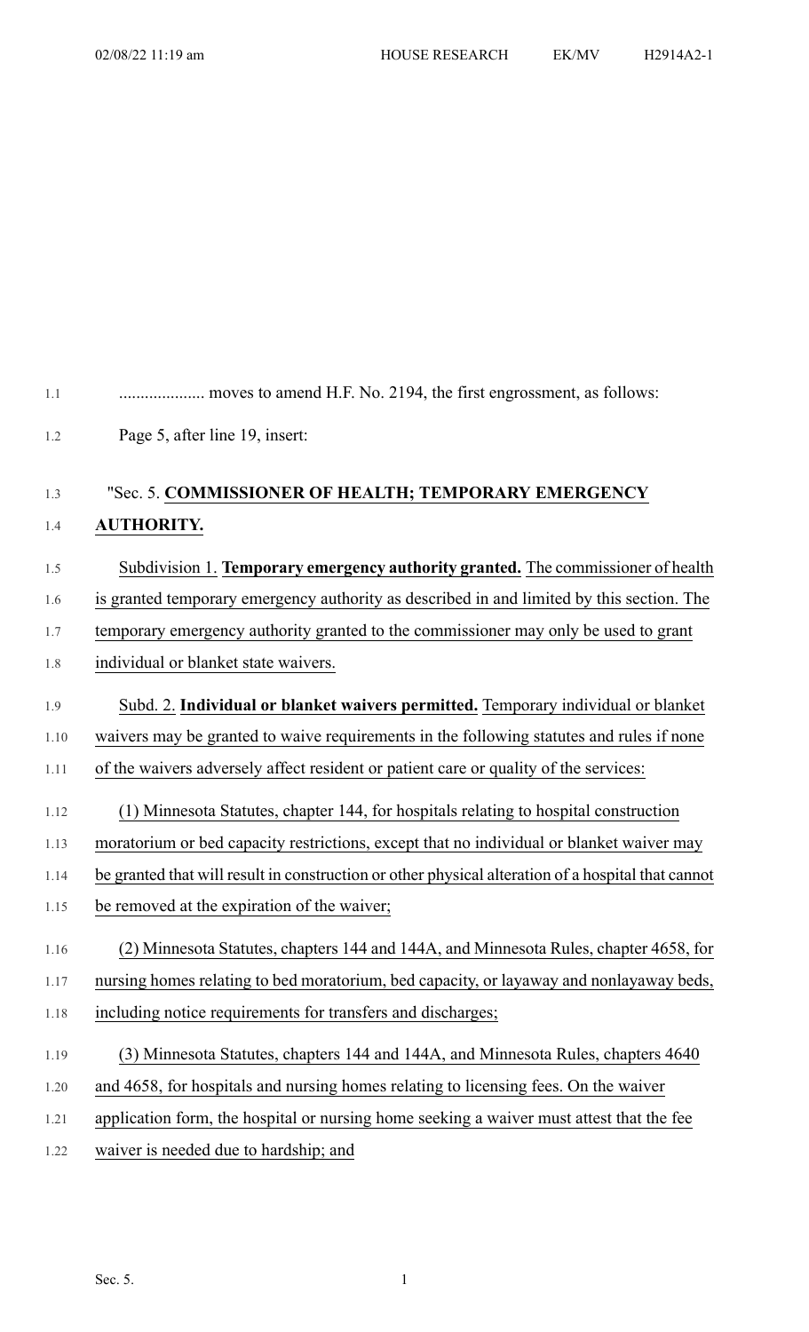.................... moves to amend H.F. No. 2194, the first engrossment, as follows:

Page 5, after line 19, insert:

"Sec. 5. **COMMISSIONER OF HEALTH; TEMPORARY EMERGENCY AUTHORITY.**

Subdivision 1. **Temporary emergency authority granted.** The commissioner of health is granted temporary emergency authority as described in and limited by this section. The temporary emergency authority granted to the commissioner may only be used to grant individual or blanket state waivers.

Subd. 2. **Individual or blanket waivers permitted.** Temporary individual or blanket waivers may be granted to waive requirements in the following statutes and rules if none of the waivers adversely affect resident or patient care or quality of the services:

(1) Minnesota Statutes, chapter 144, for hospitals relating to hospital construction moratorium or bed capacity restrictions, except that no individual or blanket waiver may be granted that will result in construction or other physical alteration of a hospital that cannot be removed at the expiration of the waiver;

(2) Minnesota Statutes, chapters 144 and 144A, and Minnesota Rules, chapter 4658, for nursing homes relating to bed moratorium, bed capacity, or layaway and nonlayaway beds, including notice requirements for transfers and discharges;

(3) Minnesota Statutes, chapters 144 and 144A, and Minnesota Rules, chapters 4640 and 4658, for hospitals and nursing homes relating to licensing fees. On the waiver application form, the hospital or nursing home seeking a waiver must attest that the fee waiver is needed due to hardship; and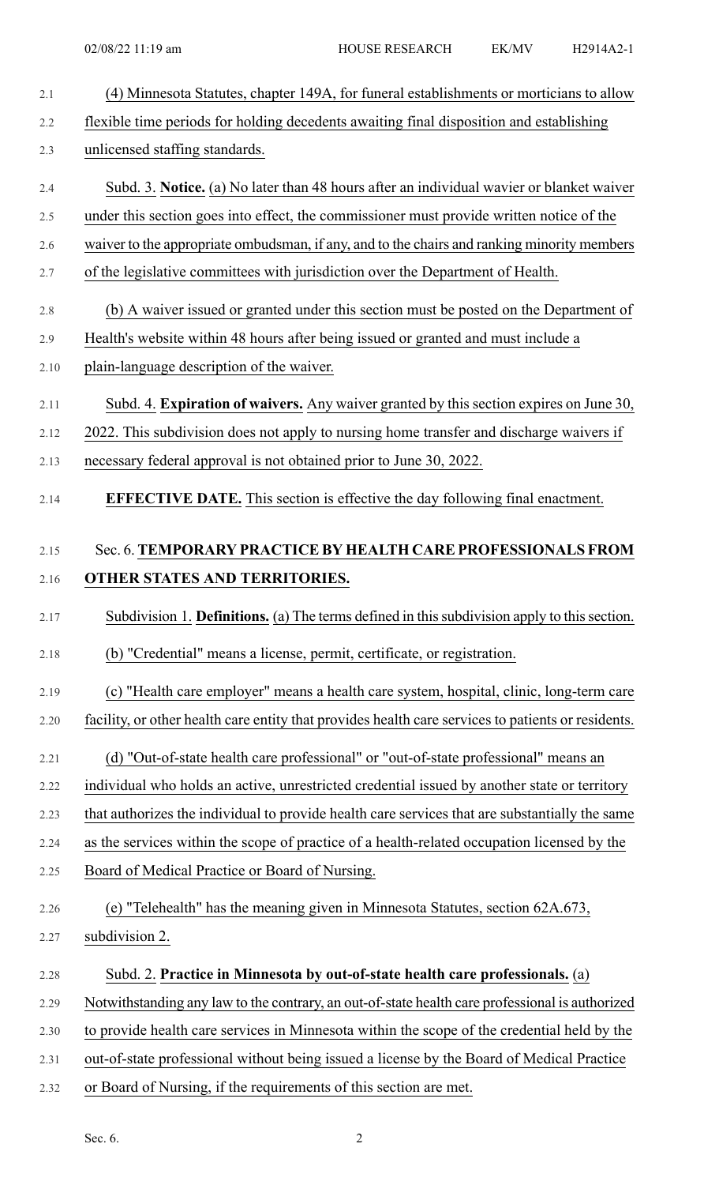(4) Minnesota Statutes, chapter 149A, for funeral establishments or morticians to allow flexible time periods for holding decedents awaiting final disposition and establishing unlicensed staffing standards.

Subd. 3. **Notice.** (a) No later than 48 hours after an individual wavier or blanket waiver under this section goes into effect, the commissioner must provide written notice of the waiver to the appropriate ombudsman, if any, and to the chairs and ranking minority members of the legislative committees with jurisdiction over the Department of Health.

(b) A waiver issued or granted under this section must be posted on the Department of Health's website within 48 hours after being issued or granted and must include a plain-language description of the waiver.

Subd. 4. **Expiration of waivers.** Any waiver granted by this section expires on June 30, 2022. This subdivision does not apply to nursing home transfer and discharge waivers if necessary federal approval is not obtained prior to June 30, 2022.

**EFFECTIVE DATE.** This section is effective the day following final enactment.

## Sec. 6. TEMPORARY PRACTICE BY HEALTH CARE PROFESSIONALS FROM OTHER STATES AND TERRITORIES.

Subdivision 1. **Definitions.** (a) The terms defined in this subdivision apply to this section.

(b) "Credential" means a license, permit, certificate, or registration.

(c) "Health care employer" means a health care system, hospital, clinic, long-term care facility, or other health care entity that provides health care services to patients or residents.

(d) "Out-of-state health care professional" or "out-of-state professional" means an individual who holds an active, unrestricted credential issued by another state or territory that authorizes the individual to provide health care services that are substantially the same as the services within the scope of practice of a health-related occupation licensed by the Board of Medical Practice or Board of Nursing.

(e) "Telehealth" has the meaning given in Minnesota Statutes, section 62A.673, subdivision 2.

Subd. 2. **Practice in Minnesota by out-of-state health care professionals.** (a) Notwithstanding any law to the contrary, an out-of-state health care professional is authorized to provide health care services in Minnesota within the scope of the credential held by the out-of-state professional without being issued a license by the Board of Medical Practice or Board of Nursing, if the requirements of this section are met.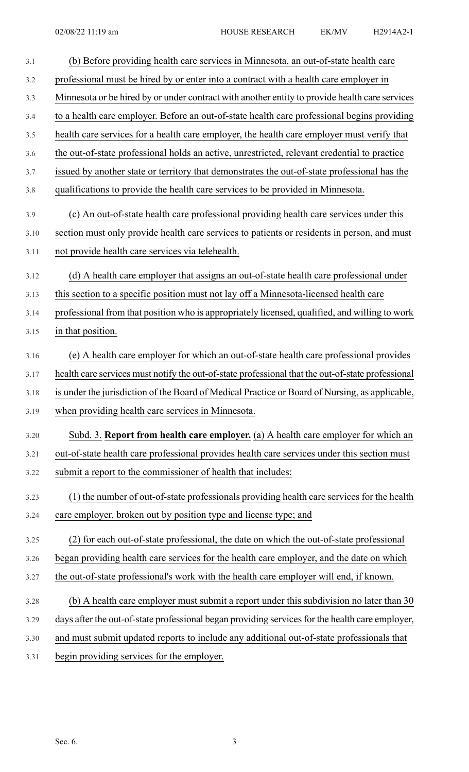(b) Before providing health care services in Minnesota, an out-of-state health care professional must be hired by or enter into a contract with a health care employer in Minnesota or be hired by or under contract with another entity to provide health care services to a health care employer. Before an out-of-state health care professional begins providing health care services for a health care employer, the health care employer must verify that the out-of-state professional holds an active, unrestricted, relevant credential to practice issued by another state or territory that demonstrates the out-of-state professional has the qualifications to provide the health care services to be provided in Minnesota.

(c) An out-of-state health care professional providing health care services under this section must only provide health care services to patients or residents in person, and must not provide health care services via telehealth.

(d) A health care employer that assigns an out-of-state health care professional under this section to a specific position must not lay off a Minnesota-licensed health care professional from that position who is appropriately licensed, qualified, and willing to work in that position.

(e) A health care employer for which an out-of-state health care professional provides health care services must notify the out-of-state professional that the out-of-state professional is under the jurisdiction of the Board of Medical Practice or Board of Nursing, as applicable, when providing health care services in Minnesota.

Subd. 3. **Report from health care employer.** (a) A health care employer for which an out-of-state health care professional provides health care services under this section must submit a report to the commissioner of health that includes:

(1) the number of out-of-state professionals providing health care services for the health care employer, broken out by position type and license type; and

(2) for each out-of-state professional, the date on which the out-of-state professional began providing health care services for the health care employer, and the date on which the out-of-state professional's work with the health care employer will end, if known.

(b) A health care employer must submit a report under this subdivision no later than 30 days after the out-of-state professional began providing services for the health care employer, and must submit updated reports to include any additional out-of-state professionals that begin providing services for the employer.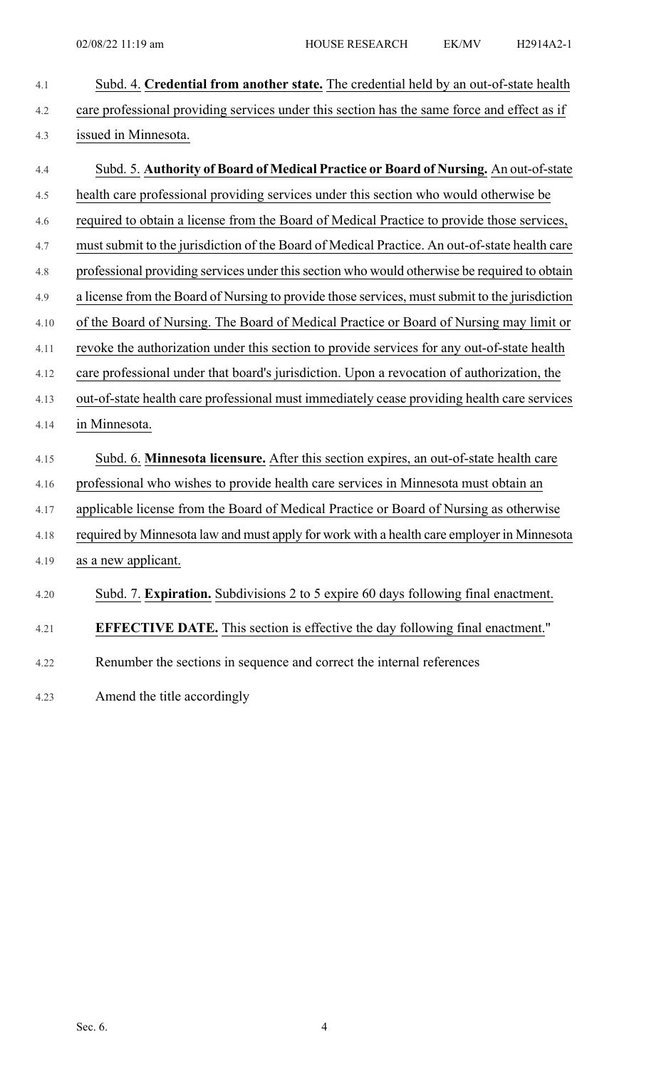Subd. 4. **Credential from another state.** The credential held by an out-of-state health care professional providing services under this section has the same force and effect as if issued in Minnesota.

Subd. 5. **Authority of Board of Medical Practice or Board of Nursing.** An out-of-state health care professional providing services under this section who would otherwise be required to obtain a license from the Board of Medical Practice to provide those services, must submit to the jurisdiction of the Board of Medical Practice. An out-of-state health care professional providing services under this section who would otherwise be required to obtain a license from the Board of Nursing to provide those services, must submit to the jurisdiction of the Board of Nursing. The Board of Medical Practice or Board of Nursing may limit or revoke the authorization under this section to provide services for any out-of-state health care professional under that board's jurisdiction. Upon a revocation of authorization, the out-of-state health care professional must immediately cease providing health care services in Minnesota.

Subd. 6. **Minnesota licensure.** After this section expires, an out-of-state health care professional who wishes to provide health care services in Minnesota must obtain an applicable license from the Board of Medical Practice or Board of Nursing as otherwise required by Minnesota law and must apply for work with a health care employer in Minnesota as a new applicant.

Subd. 7. **Expiration.** Subdivisions 2 to 5 expire 60 days following final enactment.

**EFFECTIVE DATE.** This section is effective the day following final enactment."

Renumber the sections in sequence and correct the internal references

Amend the title accordingly